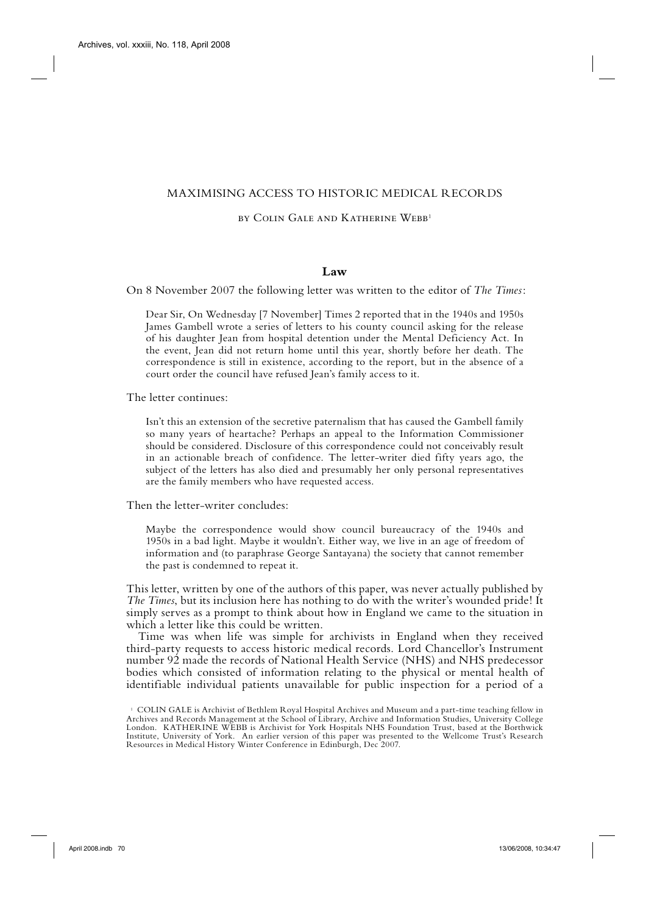# MAXIMISING ACCESS TO HISTORIC MEDICAL RECORDS

BY COLIN GALE AND KATHERINE WEBB[1]

## Law

On 8 November 2007 the following letter was written to the editor of *The Times*:

> Dear Sir, On Wednesday [7 November] Times 2 reported that in the 1940s and 1950s James Gambell wrote a series of letters to his county council asking for the release of his daughter Jean from hospital detention under the Mental Deficiency Act. In the event, Jean did not return home until this year, shortly before her death. The correspondence is still in existence, according to the report, but in the absence of a court order the council have refused Jean's family access to it.

The letter continues:

> Isn't this an extension of the secretive paternalism that has caused the Gambell family so many years of heartache? Perhaps an appeal to the Information Commissioner should be considered. Disclosure of this correspondence could not conceivably result in an actionable breach of confidence. The letter-writer died fifty years ago, the subject of the letters has also died and presumably her only personal representatives are the family members who have requested access.

Then the letter-writer concludes:

> Maybe the correspondence would show council bureaucracy of the 1940s and 1950s in a bad light. Maybe it wouldn't. Either way, we live in an age of freedom of information and (to paraphrase George Santayana) the society that cannot remember the past is condemned to repeat it.

This letter, written by one of the authors of this paper, was never actually published by *The Times*, but its inclusion here has nothing to do with the writer's wounded pride! It simply serves as a prompt to think about how in England we came to the situation in which a letter like this could be written.

Time was when life was simple for archivists in England when they received third-party requests to access historic medical records. Lord Chancellor's Instrument number 92 made the records of National Health Service (NHS) and NHS predecessor bodies which consisted of information relating to the physical or mental health of identifiable individual patients unavailable for public inspection for a period of a

[1] COLIN GALE is Archivist of Bethlem Royal Hospital Archives and Museum and a part-time teaching fellow in Archives and Records Management at the School of Library, Archive and Information Studies, University College London. KATHERINE WEBB is Archivist for York Hospitals NHS Foundation Trust, based at the Borthwick Institute, University of York. An earlier version of this paper was presented to the Wellcome Trust's Research Resources in Medical History Winter Conference in Edinburgh, Dec 2007.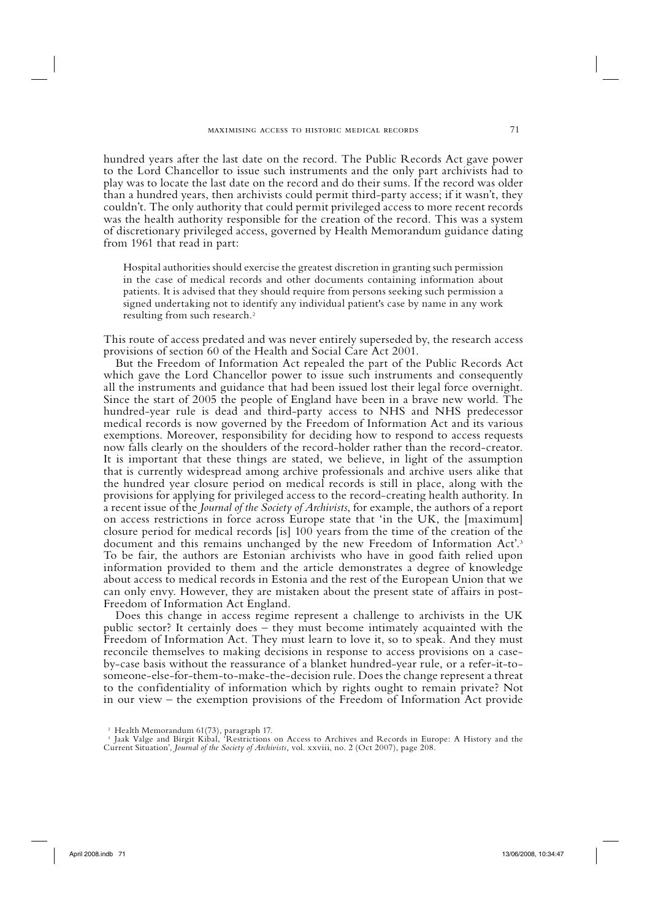hundred years after the last date on the record. The Public Records Act gave power to the Lord Chancellor to issue such instruments and the only part archivists had to play was to locate the last date on the record and do their sums. If the record was older than a hundred years, then archivists could permit third-party access; if it wasn't, they couldn't. The only authority that could permit privileged access to more recent records was the health authority responsible for the creation of the record. This was a system of discretionary privileged access, governed by Health Memorandum guidance dating from 1961 that read in part:

> Hospital authorities should exercise the greatest discretion in granting such permission in the case of medical records and other documents containing information about patients. It is advised that they should require from persons seeking such permission a signed undertaking not to identify any individual patient's case by name in any work resulting from such research.[2]

This route of access predated and was never entirely superseded by, the research access provisions of section 60 of the Health and Social Care Act 2001.

But the Freedom of Information Act repealed the part of the Public Records Act which gave the Lord Chancellor power to issue such instruments and consequently all the instruments and guidance that had been issued lost their legal force overnight. Since the start of 2005 the people of England have been in a brave new world. The hundred-year rule is dead and third-party access to NHS and NHS predecessor medical records is now governed by the Freedom of Information Act and its various exemptions. Moreover, responsibility for deciding how to respond to access requests now falls clearly on the shoulders of the record-holder rather than the record-creator. It is important that these things are stated, we believe, in light of the assumption that is currently widespread among archive professionals and archive users alike that the hundred year closure period on medical records is still in place, along with the provisions for applying for privileged access to the record-creating health authority. In a recent issue of the *Journal of the Society of Archivists*, for example, the authors of a report on access restrictions in force across Europe state that 'in the UK, the [maximum] closure period for medical records [is] 100 years from the time of the creation of the document and this remains unchanged by the new Freedom of Information Act'.[3] To be fair, the authors are Estonian archivists who have in good faith relied upon information provided to them and the article demonstrates a degree of knowledge about access to medical records in Estonia and the rest of the European Union that we can only envy. However, they are mistaken about the present state of affairs in post-Freedom of Information Act England.

Does this change in access regime represent a challenge to archivists in the UK public sector? It certainly does – they must become intimately acquainted with the Freedom of Information Act. They must learn to love it, so to speak. And they must reconcile themselves to making decisions in response to access provisions on a case-by-case basis without the reassurance of a blanket hundred-year rule, or a refer-it-to-someone-else-for-them-to-make-the-decision rule. Does the change represent a threat to the confidentiality of information which by rights ought to remain private? Not in our view – the exemption provisions of the Freedom of Information Act provide

[2] Health Memorandum 61(73), paragraph 17.

[3] Jaak Valge and Birgit Kibal, 'Restrictions on Access to Archives and Records in Europe: A History and the Current Situation', *Journal of the Society of Archivists,* vol. xxviii, no. 2 (Oct 2007), page 208.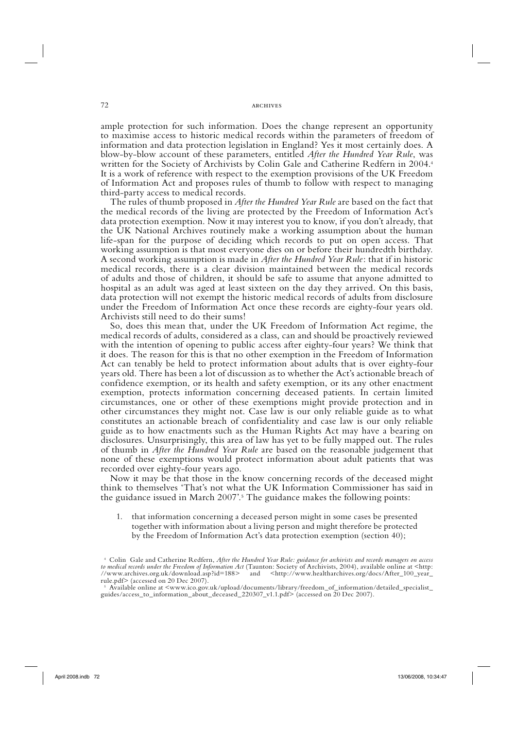ample protection for such information. Does the change represent an opportunity to maximise access to historic medical records within the parameters of freedom of information and data protection legislation in England? Yes it most certainly does. A blow-by-blow account of these parameters, entitled *After the Hundred Year Rule*, was written for the Society of Archivists by Colin Gale and Catherine Redfern in 2004.[4] It is a work of reference with respect to the exemption provisions of the UK Freedom of Information Act and proposes rules of thumb to follow with respect to managing third-party access to medical records.

The rules of thumb proposed in *After the Hundred Year Rule* are based on the fact that the medical records of the living are protected by the Freedom of Information Act's data protection exemption. Now it may interest you to know, if you don't already, that the UK National Archives routinely make a working assumption about the human life-span for the purpose of deciding which records to put on open access. That working assumption is that most everyone dies on or before their hundredth birthday. A second working assumption is made in *After the Hundred Year Rule*: that if in historic medical records, there is a clear division maintained between the medical records of adults and those of children, it should be safe to assume that anyone admitted to hospital as an adult was aged at least sixteen on the day they arrived. On this basis, data protection will not exempt the historic medical records of adults from disclosure under the Freedom of Information Act once these records are eighty-four years old. Archivists still need to do their sums!

So, does this mean that, under the UK Freedom of Information Act regime, the medical records of adults, considered as a class, can and should be proactively reviewed with the intention of opening to public access after eighty-four years? We think that it does. The reason for this is that no other exemption in the Freedom of Information Act can tenably be held to protect information about adults that is over eighty-four years old. There has been a lot of discussion as to whether the Act's actionable breach of confidence exemption, or its health and safety exemption, or its any other enactment exemption, protects information concerning deceased patients. In certain limited circumstances, one or other of these exemptions might provide protection and in other circumstances they might not. Case law is our only reliable guide as to what constitutes an actionable breach of confidentiality and case law is our only reliable guide as to how enactments such as the Human Rights Act may have a bearing on disclosures. Unsurprisingly, this area of law has yet to be fully mapped out. The rules of thumb in *After the Hundred Year Rule* are based on the reasonable judgement that none of these exemptions would protect information about adult patients that was recorded over eighty-four years ago.

Now it may be that those in the know concerning records of the deceased might think to themselves 'That's not what the UK Information Commissioner has said in the guidance issued in March 2007'.[5] The guidance makes the following points:

1. that information concerning a deceased person might in some cases be presented together with information about a living person and might therefore be protected by the Freedom of Information Act's data protection exemption (section 40);

---

[4] Colin Gale and Catherine Redfern, *After the Hundred Year Rule: guidance for archivists and records managers on access to medical records under the Freedom of Information Act* (Taunton: Society of Archivists, 2004), available online at <http://www.archives.org.uk/download.asp?id=188> and <http://www.healtharchives.org/docs/After_100_year_rule.pdf> (accessed on 20 Dec 2007).

[5] Available online at <www.ico.gov.uk/upload/documents/library/freedom_of_information/detailed_specialist_guides/access_to_information_about_deceased_220307_v1.1.pdf> (accessed on 20 Dec 2007).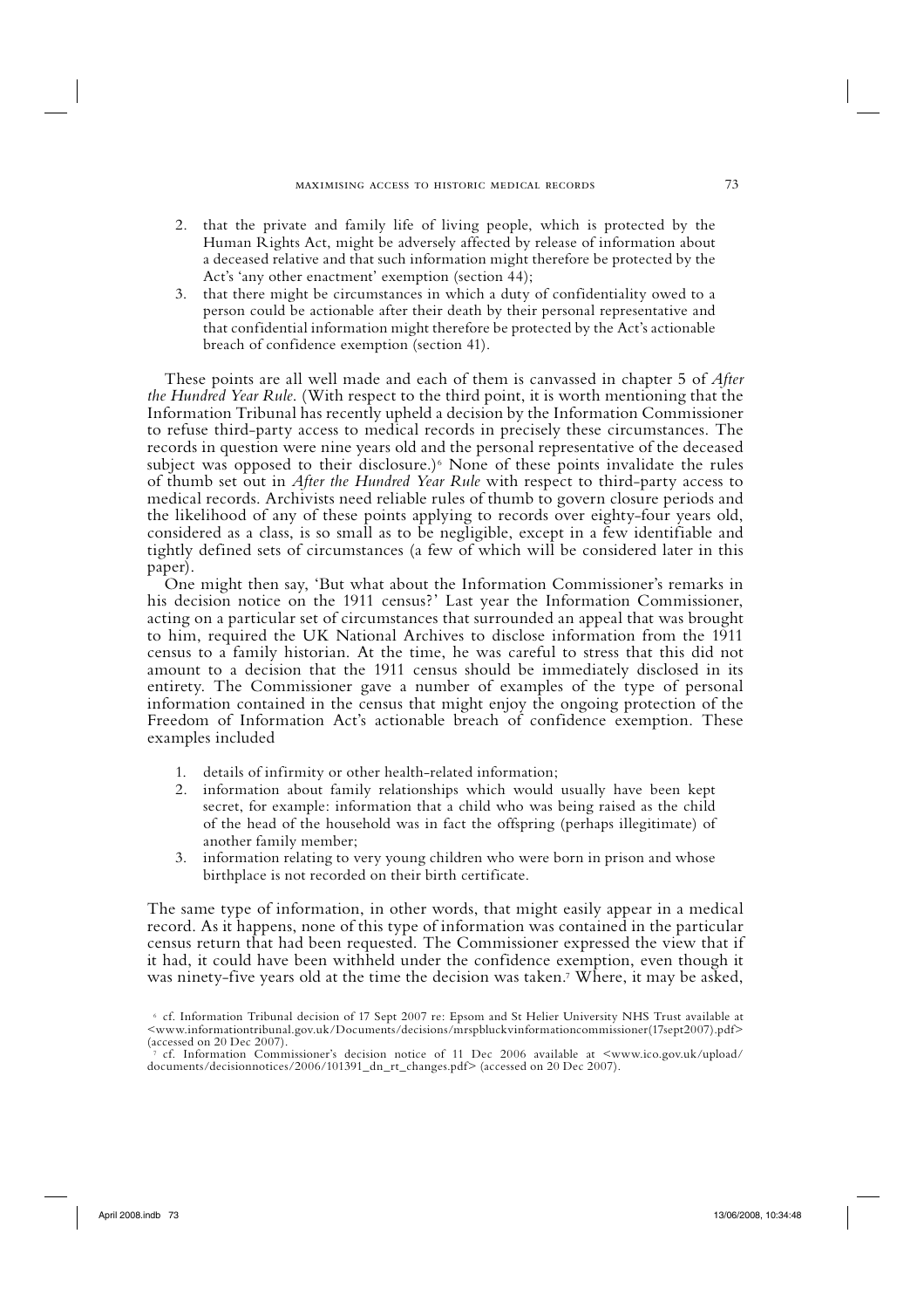2. that the private and family life of living people, which is protected by the Human Rights Act, might be adversely affected by release of information about a deceased relative and that such information might therefore be protected by the Act's 'any other enactment' exemption (section 44);
3. that there might be circumstances in which a duty of confidentiality owed to a person could be actionable after their death by their personal representative and that confidential information might therefore be protected by the Act's actionable breach of confidence exemption (section 41).

These points are all well made and each of them is canvassed in chapter 5 of *After the Hundred Year Rule*. (With respect to the third point, it is worth mentioning that the Information Tribunal has recently upheld a decision by the Information Commissioner to refuse third-party access to medical records in precisely these circumstances. The records in question were nine years old and the personal representative of the deceased subject was opposed to their disclosure.)[6] None of these points invalidate the rules of thumb set out in *After the Hundred Year Rule* with respect to third-party access to medical records. Archivists need reliable rules of thumb to govern closure periods and the likelihood of any of these points applying to records over eighty-four years old, considered as a class, is so small as to be negligible, except in a few identifiable and tightly defined sets of circumstances (a few of which will be considered later in this paper).

One might then say, 'But what about the Information Commissioner's remarks in his decision notice on the 1911 census?' Last year the Information Commissioner, acting on a particular set of circumstances that surrounded an appeal that was brought to him, required the UK National Archives to disclose information from the 1911 census to a family historian. At the time, he was careful to stress that this did not amount to a decision that the 1911 census should be immediately disclosed in its entirety. The Commissioner gave a number of examples of the type of personal information contained in the census that might enjoy the ongoing protection of the Freedom of Information Act's actionable breach of confidence exemption. These examples included

1. details of infirmity or other health-related information;
2. information about family relationships which would usually have been kept secret, for example: information that a child who was being raised as the child of the head of the household was in fact the offspring (perhaps illegitimate) of another family member;
3. information relating to very young children who were born in prison and whose birthplace is not recorded on their birth certificate.

The same type of information, in other words, that might easily appear in a medical record. As it happens, none of this type of information was contained in the particular census return that had been requested. The Commissioner expressed the view that if it had, it could have been withheld under the confidence exemption, even though it was ninety-five years old at the time the decision was taken.[7] Where, it may be asked,

[6] cf. Information Tribunal decision of 17 Sept 2007 re: Epsom and St Helier University NHS Trust available at <www.informationtribunal.gov.uk/Documents/decisions/mrspbluckvinformationcommissioner(17sept2007).pdf> (accessed on 20 Dec 2007).

[7] cf. Information Commissioner's decision notice of 11 Dec 2006 available at <www.ico.gov.uk/upload/documents/decisionnotices/2006/101391_dn_rt_changes.pdf> (accessed on 20 Dec 2007).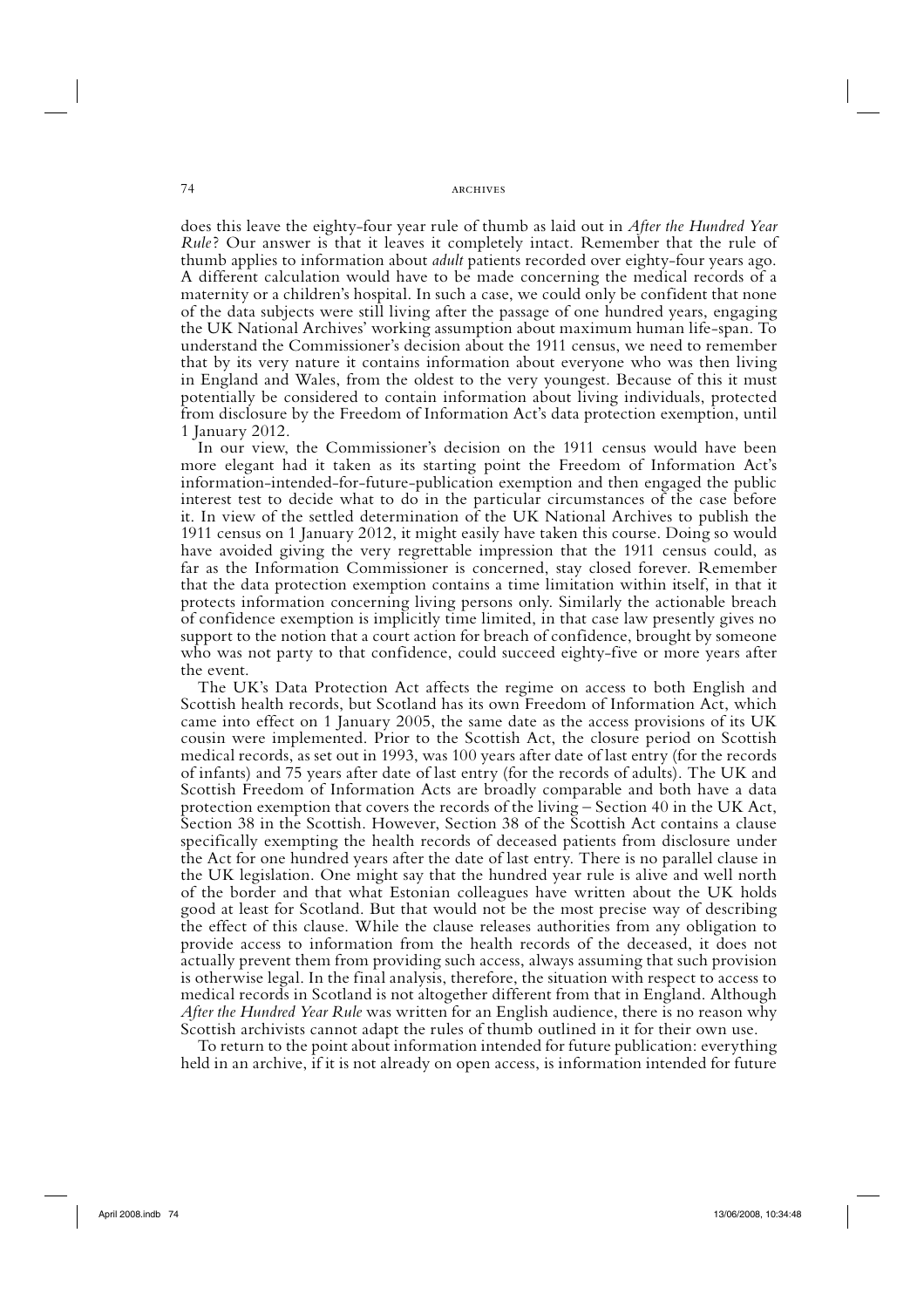does this leave the eighty-four year rule of thumb as laid out in *After the Hundred Year Rule*? Our answer is that it leaves it completely intact. Remember that the rule of thumb applies to information about *adult* patients recorded over eighty-four years ago. A different calculation would have to be made concerning the medical records of a maternity or a children's hospital. In such a case, we could only be confident that none of the data subjects were still living after the passage of one hundred years, engaging the UK National Archives' working assumption about maximum human life-span. To understand the Commissioner's decision about the 1911 census, we need to remember that by its very nature it contains information about everyone who was then living in England and Wales, from the oldest to the very youngest. Because of this it must potentially be considered to contain information about living individuals, protected from disclosure by the Freedom of Information Act's data protection exemption, until 1 January 2012.

In our view, the Commissioner's decision on the 1911 census would have been more elegant had it taken as its starting point the Freedom of Information Act's information-intended-for-future-publication exemption and then engaged the public interest test to decide what to do in the particular circumstances of the case before it. In view of the settled determination of the UK National Archives to publish the 1911 census on 1 January 2012, it might easily have taken this course. Doing so would have avoided giving the very regrettable impression that the 1911 census could, as far as the Information Commissioner is concerned, stay closed forever. Remember that the data protection exemption contains a time limitation within itself, in that it protects information concerning living persons only. Similarly the actionable breach of confidence exemption is implicitly time limited, in that case law presently gives no support to the notion that a court action for breach of confidence, brought by someone who was not party to that confidence, could succeed eighty-five or more years after the event.

The UK's Data Protection Act affects the regime on access to both English and Scottish health records, but Scotland has its own Freedom of Information Act, which came into effect on 1 January 2005, the same date as the access provisions of its UK cousin were implemented. Prior to the Scottish Act, the closure period on Scottish medical records, as set out in 1993, was 100 years after date of last entry (for the records of infants) and 75 years after date of last entry (for the records of adults). The UK and Scottish Freedom of Information Acts are broadly comparable and both have a data protection exemption that covers the records of the living – Section 40 in the UK Act, Section 38 in the Scottish. However, Section 38 of the Scottish Act contains a clause specifically exempting the health records of deceased patients from disclosure under the Act for one hundred years after the date of last entry. There is no parallel clause in the UK legislation. One might say that the hundred year rule is alive and well north of the border and that what Estonian colleagues have written about the UK holds good at least for Scotland. But that would not be the most precise way of describing the effect of this clause. While the clause releases authorities from any obligation to provide access to information from the health records of the deceased, it does not actually prevent them from providing such access, always assuming that such provision is otherwise legal. In the final analysis, therefore, the situation with respect to access to medical records in Scotland is not altogether different from that in England. Although *After the Hundred Year Rule* was written for an English audience, there is no reason why Scottish archivists cannot adapt the rules of thumb outlined in it for their own use.

To return to the point about information intended for future publication: everything held in an archive, if it is not already on open access, is information intended for future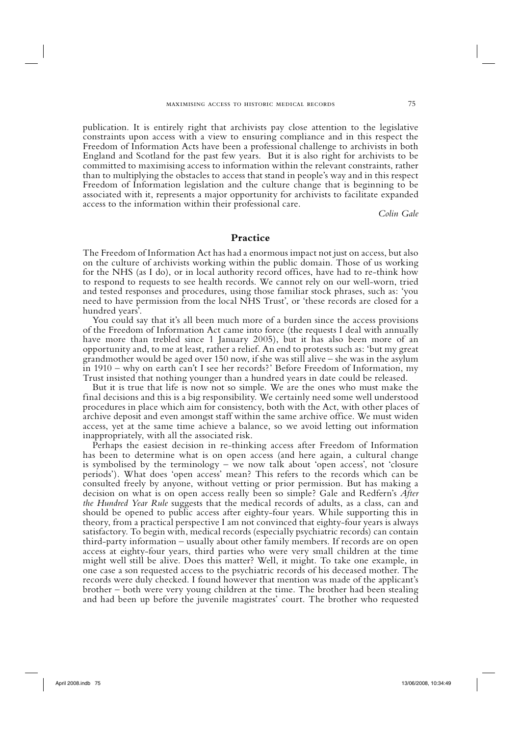publication. It is entirely right that archivists pay close attention to the legislative constraints upon access with a view to ensuring compliance and in this respect the Freedom of Information Acts have been a professional challenge to archivists in both England and Scotland for the past few years. But it is also right for archivists to be committed to maximising access to information within the relevant constraints, rather than to multiplying the obstacles to access that stand in people's way and in this respect Freedom of Information legislation and the culture change that is beginning to be associated with it, represents a major opportunity for archivists to facilitate expanded access to the information within their professional care.

*Colin Gale*

## Practice

The Freedom of Information Act has had a enormous impact not just on access, but also on the culture of archivists working within the public domain. Those of us working for the NHS (as I do), or in local authority record offices, have had to re-think how to respond to requests to see health records. We cannot rely on our well-worn, tried and tested responses and procedures, using those familiar stock phrases, such as: 'you need to have permission from the local NHS Trust', or 'these records are closed for a hundred years'.

You could say that it's all been much more of a burden since the access provisions of the Freedom of Information Act came into force (the requests I deal with annually have more than trebled since 1 January 2005), but it has also been more of an opportunity and, to me at least, rather a relief. An end to protests such as: 'but my great grandmother would be aged over 150 now, if she was still alive – she was in the asylum in 1910 – why on earth can't I see her records?' Before Freedom of Information, my Trust insisted that nothing younger than a hundred years in date could be released.

But it is true that life is now not so simple. We are the ones who must make the final decisions and this is a big responsibility. We certainly need some well understood procedures in place which aim for consistency, both with the Act, with other places of archive deposit and even amongst staff within the same archive office. We must widen access, yet at the same time achieve a balance, so we avoid letting out information inappropriately, with all the associated risk.

Perhaps the easiest decision in re-thinking access after Freedom of Information has been to determine what is on open access (and here again, a cultural change is symbolised by the terminology – we now talk about 'open access', not 'closure periods'). What does 'open access' mean? This refers to the records which can be consulted freely by anyone, without vetting or prior permission. But has making a decision on what is on open access really been so simple? Gale and Redfern's *After the Hundred Year Rule* suggests that the medical records of adults, as a class, can and should be opened to public access after eighty-four years. While supporting this in theory, from a practical perspective I am not convinced that eighty-four years is always satisfactory. To begin with, medical records (especially psychiatric records) can contain third-party information – usually about other family members. If records are on open access at eighty-four years, third parties who were very small children at the time might well still be alive. Does this matter? Well, it might. To take one example, in one case a son requested access to the psychiatric records of his deceased mother. The records were duly checked. I found however that mention was made of the applicant's brother – both were very young children at the time. The brother had been stealing and had been up before the juvenile magistrates' court. The brother who requested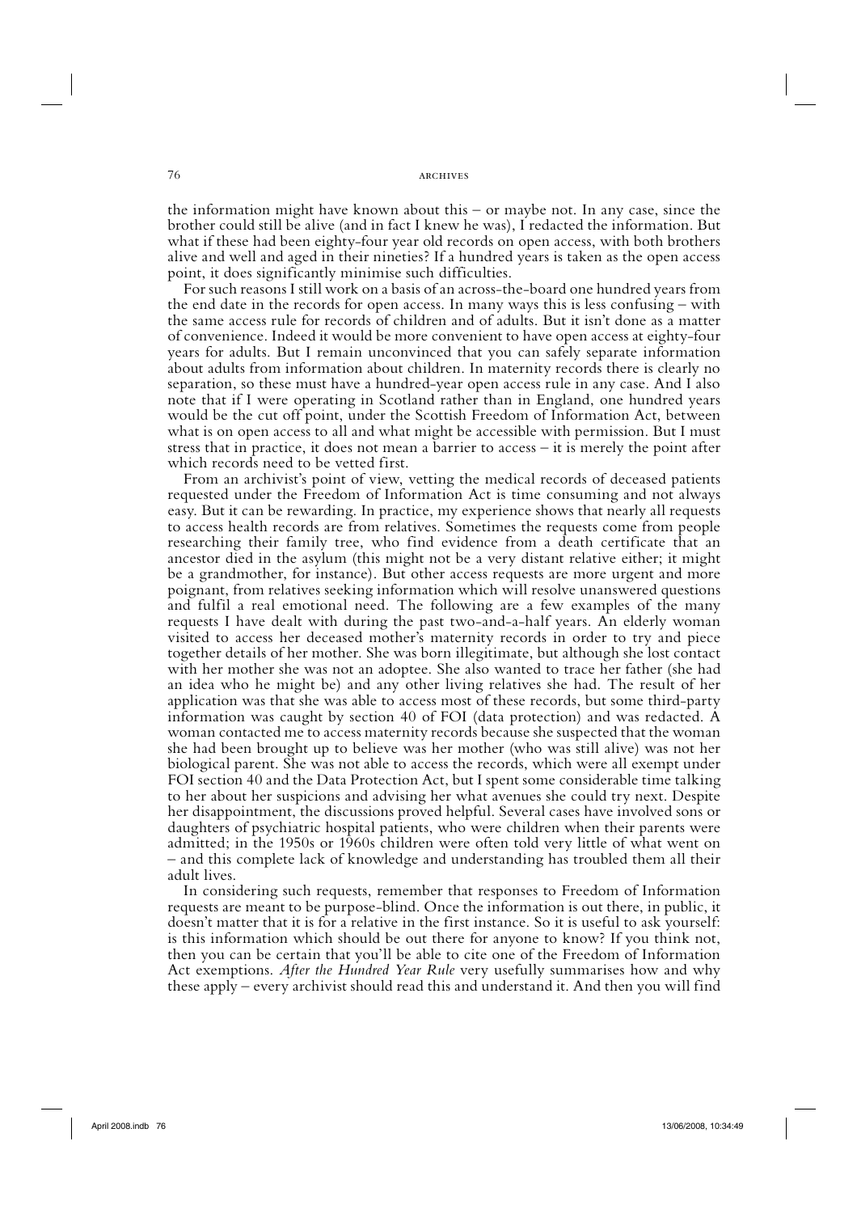the information might have known about this – or maybe not. In any case, since the brother could still be alive (and in fact I knew he was), I redacted the information. But what if these had been eighty-four year old records on open access, with both brothers alive and well and aged in their nineties? If a hundred years is taken as the open access point, it does significantly minimise such difficulties.

For such reasons I still work on a basis of an across-the-board one hundred years from the end date in the records for open access. In many ways this is less confusing – with the same access rule for records of children and of adults. But it isn't done as a matter of convenience. Indeed it would be more convenient to have open access at eighty-four years for adults. But I remain unconvinced that you can safely separate information about adults from information about children. In maternity records there is clearly no separation, so these must have a hundred-year open access rule in any case. And I also note that if I were operating in Scotland rather than in England, one hundred years would be the cut off point, under the Scottish Freedom of Information Act, between what is on open access to all and what might be accessible with permission. But I must stress that in practice, it does not mean a barrier to access – it is merely the point after which records need to be vetted first.

From an archivist's point of view, vetting the medical records of deceased patients requested under the Freedom of Information Act is time consuming and not always easy. But it can be rewarding. In practice, my experience shows that nearly all requests to access health records are from relatives. Sometimes the requests come from people researching their family tree, who find evidence from a death certificate that an ancestor died in the asylum (this might not be a very distant relative either; it might be a grandmother, for instance). But other access requests are more urgent and more poignant, from relatives seeking information which will resolve unanswered questions and fulfil a real emotional need. The following are a few examples of the many requests I have dealt with during the past two-and-a-half years. An elderly woman visited to access her deceased mother's maternity records in order to try and piece together details of her mother. She was born illegitimate, but although she lost contact with her mother she was not an adoptee. She also wanted to trace her father (she had an idea who he might be) and any other living relatives she had. The result of her application was that she was able to access most of these records, but some third-party information was caught by section 40 of FOI (data protection) and was redacted. A woman contacted me to access maternity records because she suspected that the woman she had been brought up to believe was her mother (who was still alive) was not her biological parent. She was not able to access the records, which were all exempt under FOI section 40 and the Data Protection Act, but I spent some considerable time talking to her about her suspicions and advising her what avenues she could try next. Despite her disappointment, the discussions proved helpful. Several cases have involved sons or daughters of psychiatric hospital patients, who were children when their parents were admitted; in the 1950s or 1960s children were often told very little of what went on – and this complete lack of knowledge and understanding has troubled them all their adult lives.

In considering such requests, remember that responses to Freedom of Information requests are meant to be purpose-blind. Once the information is out there, in public, it doesn't matter that it is for a relative in the first instance. So it is useful to ask yourself: is this information which should be out there for anyone to know? If you think not, then you can be certain that you'll be able to cite one of the Freedom of Information Act exemptions. *After the Hundred Year Rule* very usefully summarises how and why these apply – every archivist should read this and understand it. And then you will find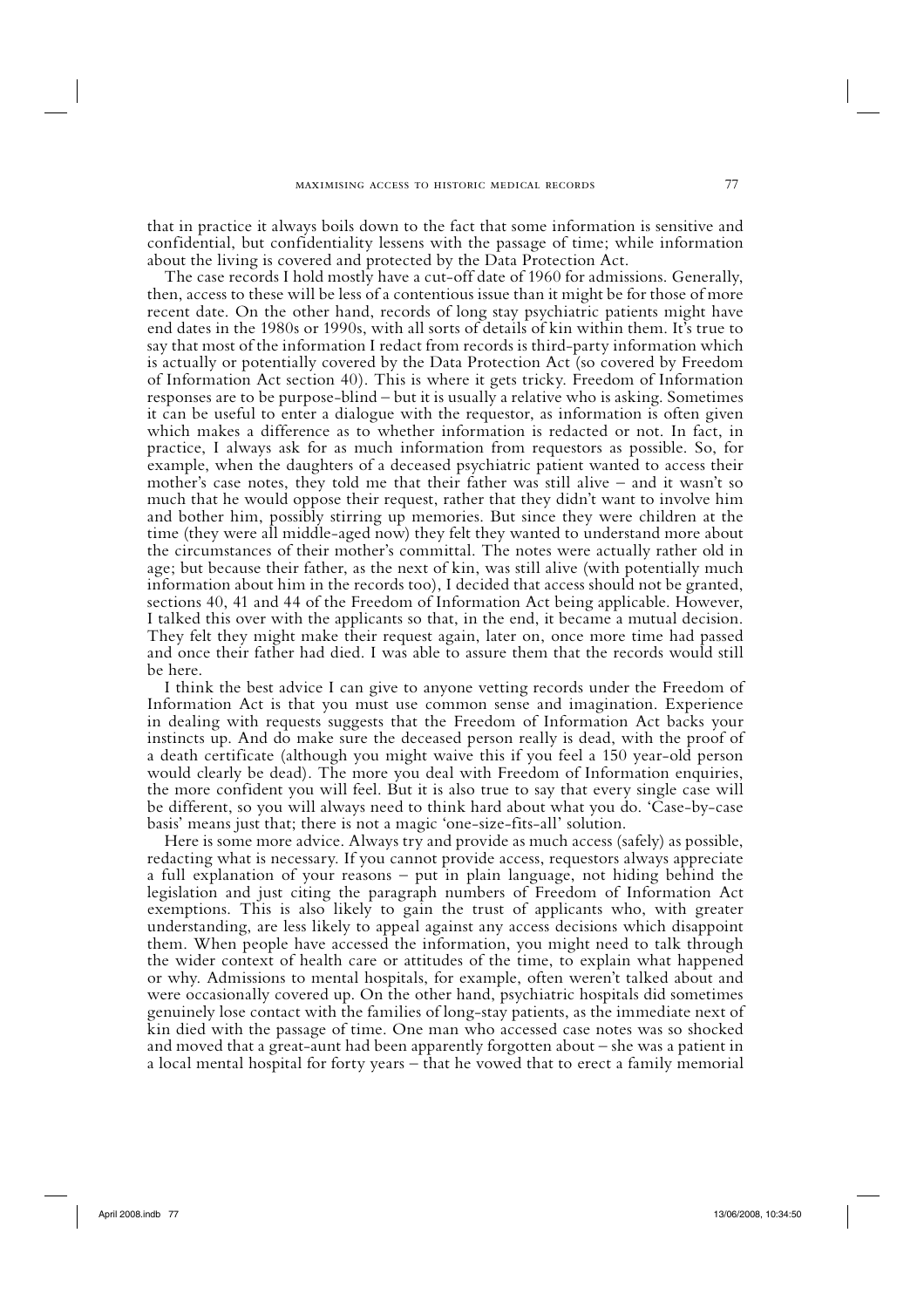that in practice it always boils down to the fact that some information is sensitive and confidential, but confidentiality lessens with the passage of time; while information about the living is covered and protected by the Data Protection Act.

The case records I hold mostly have a cut-off date of 1960 for admissions. Generally, then, access to these will be less of a contentious issue than it might be for those of more recent date. On the other hand, records of long stay psychiatric patients might have end dates in the 1980s or 1990s, with all sorts of details of kin within them. It's true to say that most of the information I redact from records is third-party information which is actually or potentially covered by the Data Protection Act (so covered by Freedom of Information Act section 40). This is where it gets tricky. Freedom of Information responses are to be purpose-blind – but it is usually a relative who is asking. Sometimes it can be useful to enter a dialogue with the requestor, as information is often given which makes a difference as to whether information is redacted or not. In fact, in practice, I always ask for as much information from requestors as possible. So, for example, when the daughters of a deceased psychiatric patient wanted to access their mother's case notes, they told me that their father was still alive – and it wasn't so much that he would oppose their request, rather that they didn't want to involve him and bother him, possibly stirring up memories. But since they were children at the time (they were all middle-aged now) they felt they wanted to understand more about the circumstances of their mother's committal. The notes were actually rather old in age; but because their father, as the next of kin, was still alive (with potentially much information about him in the records too), I decided that access should not be granted, sections 40, 41 and 44 of the Freedom of Information Act being applicable. However, I talked this over with the applicants so that, in the end, it became a mutual decision. They felt they might make their request again, later on, once more time had passed and once their father had died. I was able to assure them that the records would still be here.

I think the best advice I can give to anyone vetting records under the Freedom of Information Act is that you must use common sense and imagination. Experience in dealing with requests suggests that the Freedom of Information Act backs your instincts up. And do make sure the deceased person really is dead, with the proof of a death certificate (although you might waive this if you feel a 150 year-old person would clearly be dead). The more you deal with Freedom of Information enquiries, the more confident you will feel. But it is also true to say that every single case will be different, so you will always need to think hard about what you do. 'Case-by-case basis' means just that; there is not a magic 'one-size-fits-all' solution.

Here is some more advice. Always try and provide as much access (safely) as possible, redacting what is necessary. If you cannot provide access, requestors always appreciate a full explanation of your reasons – put in plain language, not hiding behind the legislation and just citing the paragraph numbers of Freedom of Information Act exemptions. This is also likely to gain the trust of applicants who, with greater understanding, are less likely to appeal against any access decisions which disappoint them. When people have accessed the information, you might need to talk through the wider context of health care or attitudes of the time, to explain what happened or why. Admissions to mental hospitals, for example, often weren't talked about and were occasionally covered up. On the other hand, psychiatric hospitals did sometimes genuinely lose contact with the families of long-stay patients, as the immediate next of kin died with the passage of time. One man who accessed case notes was so shocked and moved that a great-aunt had been apparently forgotten about – she was a patient in a local mental hospital for forty years – that he vowed that to erect a family memorial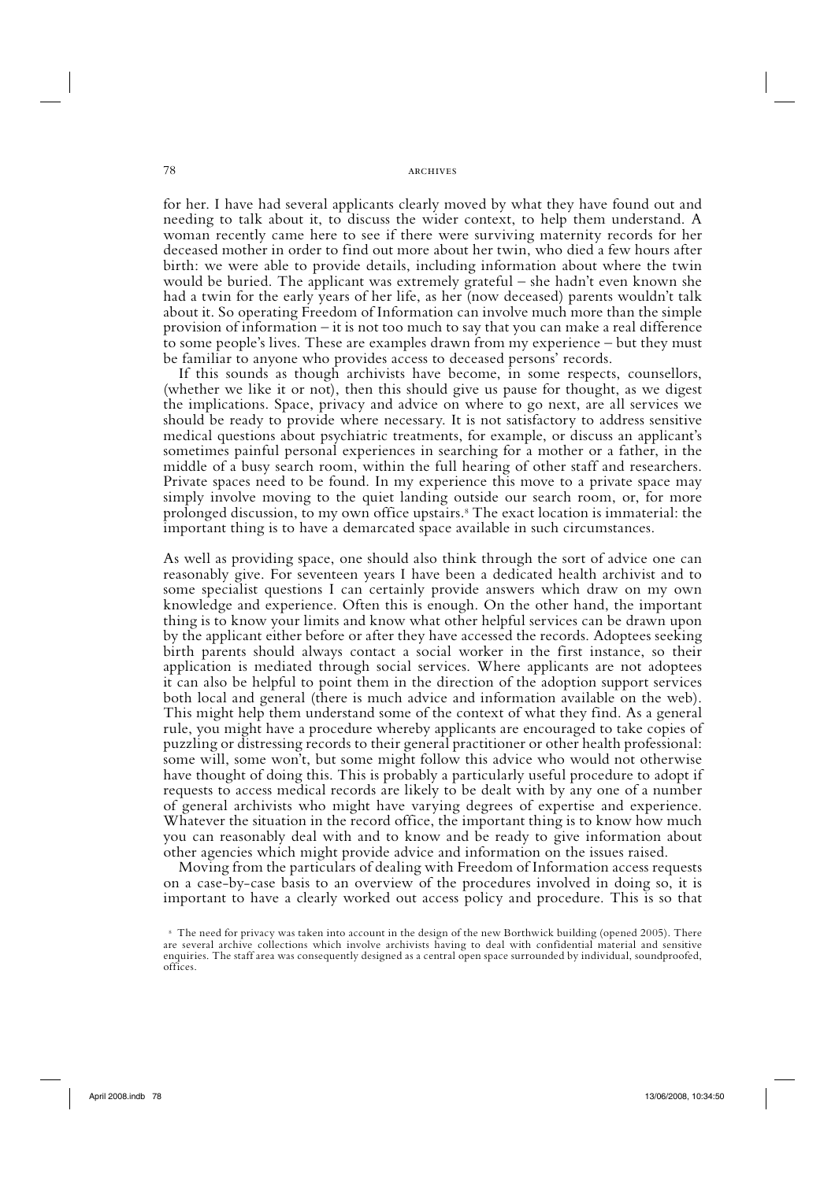for her. I have had several applicants clearly moved by what they have found out and needing to talk about it, to discuss the wider context, to help them understand. A woman recently came here to see if there were surviving maternity records for her deceased mother in order to find out more about her twin, who died a few hours after birth: we were able to provide details, including information about where the twin would be buried. The applicant was extremely grateful – she hadn't even known she had a twin for the early years of her life, as her (now deceased) parents wouldn't talk about it. So operating Freedom of Information can involve much more than the simple provision of information – it is not too much to say that you can make a real difference to some people's lives. These are examples drawn from my experience – but they must be familiar to anyone who provides access to deceased persons' records.

If this sounds as though archivists have become, in some respects, counsellors, (whether we like it or not), then this should give us pause for thought, as we digest the implications. Space, privacy and advice on where to go next, are all services we should be ready to provide where necessary. It is not satisfactory to address sensitive medical questions about psychiatric treatments, for example, or discuss an applicant's sometimes painful personal experiences in searching for a mother or a father, in the middle of a busy search room, within the full hearing of other staff and researchers. Private spaces need to be found. In my experience this move to a private space may simply involve moving to the quiet landing outside our search room, or, for more prolonged discussion, to my own office upstairs.[8] The exact location is immaterial: the important thing is to have a demarcated space available in such circumstances.

As well as providing space, one should also think through the sort of advice one can reasonably give. For seventeen years I have been a dedicated health archivist and to some specialist questions I can certainly provide answers which draw on my own knowledge and experience. Often this is enough. On the other hand, the important thing is to know your limits and know what other helpful services can be drawn upon by the applicant either before or after they have accessed the records. Adoptees seeking birth parents should always contact a social worker in the first instance, so their application is mediated through social services. Where applicants are not adoptees it can also be helpful to point them in the direction of the adoption support services both local and general (there is much advice and information available on the web). This might help them understand some of the context of what they find. As a general rule, you might have a procedure whereby applicants are encouraged to take copies of puzzling or distressing records to their general practitioner or other health professional: some will, some won't, but some might follow this advice who would not otherwise have thought of doing this. This is probably a particularly useful procedure to adopt if requests to access medical records are likely to be dealt with by any one of a number of general archivists who might have varying degrees of expertise and experience. Whatever the situation in the record office, the important thing is to know how much you can reasonably deal with and to know and be ready to give information about other agencies which might provide advice and information on the issues raised.

Moving from the particulars of dealing with Freedom of Information access requests on a case-by-case basis to an overview of the procedures involved in doing so, it is important to have a clearly worked out access policy and procedure. This is so that

[8] The need for privacy was taken into account in the design of the new Borthwick building (opened 2005). There are several archive collections which involve archivists having to deal with confidential material and sensitive enquiries. The staff area was consequently designed as a central open space surrounded by individual, soundproofed, offices.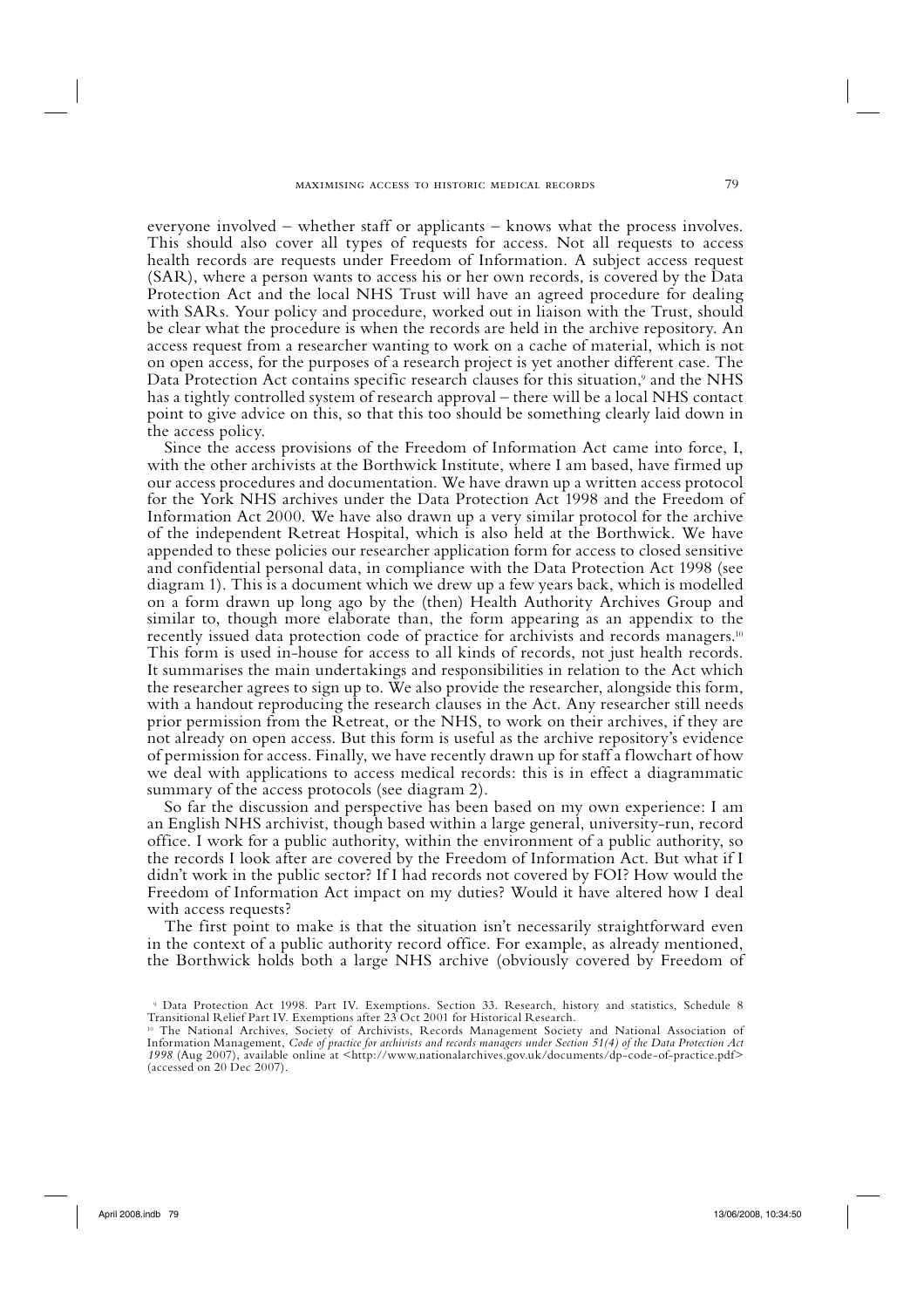everyone involved – whether staff or applicants – knows what the process involves. This should also cover all types of requests for access. Not all requests to access health records are requests under Freedom of Information. A subject access request (SAR), where a person wants to access his or her own records, is covered by the Data Protection Act and the local NHS Trust will have an agreed procedure for dealing with SARs. Your policy and procedure, worked out in liaison with the Trust, should be clear what the procedure is when the records are held in the archive repository. An access request from a researcher wanting to work on a cache of material, which is not on open access, for the purposes of a research project is yet another different case. The Data Protection Act contains specific research clauses for this situation,[9] and the NHS has a tightly controlled system of research approval – there will be a local NHS contact point to give advice on this, so that this too should be something clearly laid down in the access policy.

Since the access provisions of the Freedom of Information Act came into force, I, with the other archivists at the Borthwick Institute, where I am based, have firmed up our access procedures and documentation. We have drawn up a written access protocol for the York NHS archives under the Data Protection Act 1998 and the Freedom of Information Act 2000. We have also drawn up a very similar protocol for the archive of the independent Retreat Hospital, which is also held at the Borthwick. We have appended to these policies our researcher application form for access to closed sensitive and confidential personal data, in compliance with the Data Protection Act 1998 (see diagram 1). This is a document which we drew up a few years back, which is modelled on a form drawn up long ago by the (then) Health Authority Archives Group and similar to, though more elaborate than, the form appearing as an appendix to the recently issued data protection code of practice for archivists and records managers.[10] This form is used in-house for access to all kinds of records, not just health records. It summarises the main undertakings and responsibilities in relation to the Act which the researcher agrees to sign up to. We also provide the researcher, alongside this form, with a handout reproducing the research clauses in the Act. Any researcher still needs prior permission from the Retreat, or the NHS, to work on their archives, if they are not already on open access. But this form is useful as the archive repository's evidence of permission for access. Finally, we have recently drawn up for staff a flowchart of how we deal with applications to access medical records: this is in effect a diagrammatic summary of the access protocols (see diagram 2).

So far the discussion and perspective has been based on my own experience: I am an English NHS archivist, though based within a large general, university-run, record office. I work for a public authority, within the environment of a public authority, so the records I look after are covered by the Freedom of Information Act. But what if I didn't work in the public sector? If I had records not covered by FOI? How would the Freedom of Information Act impact on my duties? Would it have altered how I deal with access requests?

The first point to make is that the situation isn't necessarily straightforward even in the context of a public authority record office. For example, as already mentioned, the Borthwick holds both a large NHS archive (obviously covered by Freedom of

[9] Data Protection Act 1998. Part IV. Exemptions. Section 33. Research, history and statistics, Schedule 8 Transitional Relief Part IV. Exemptions after 23 Oct 2001 for Historical Research.

[10] The National Archives, Society of Archivists, Records Management Society and National Association of Information Management, *Code of practice for archivists and records managers under Section 51(4) of the Data Protection Act 1998* (Aug 2007), available online at <http://www.nationalarchives.gov.uk/documents/dp-code-of-practice.pdf> (accessed on 20 Dec 2007).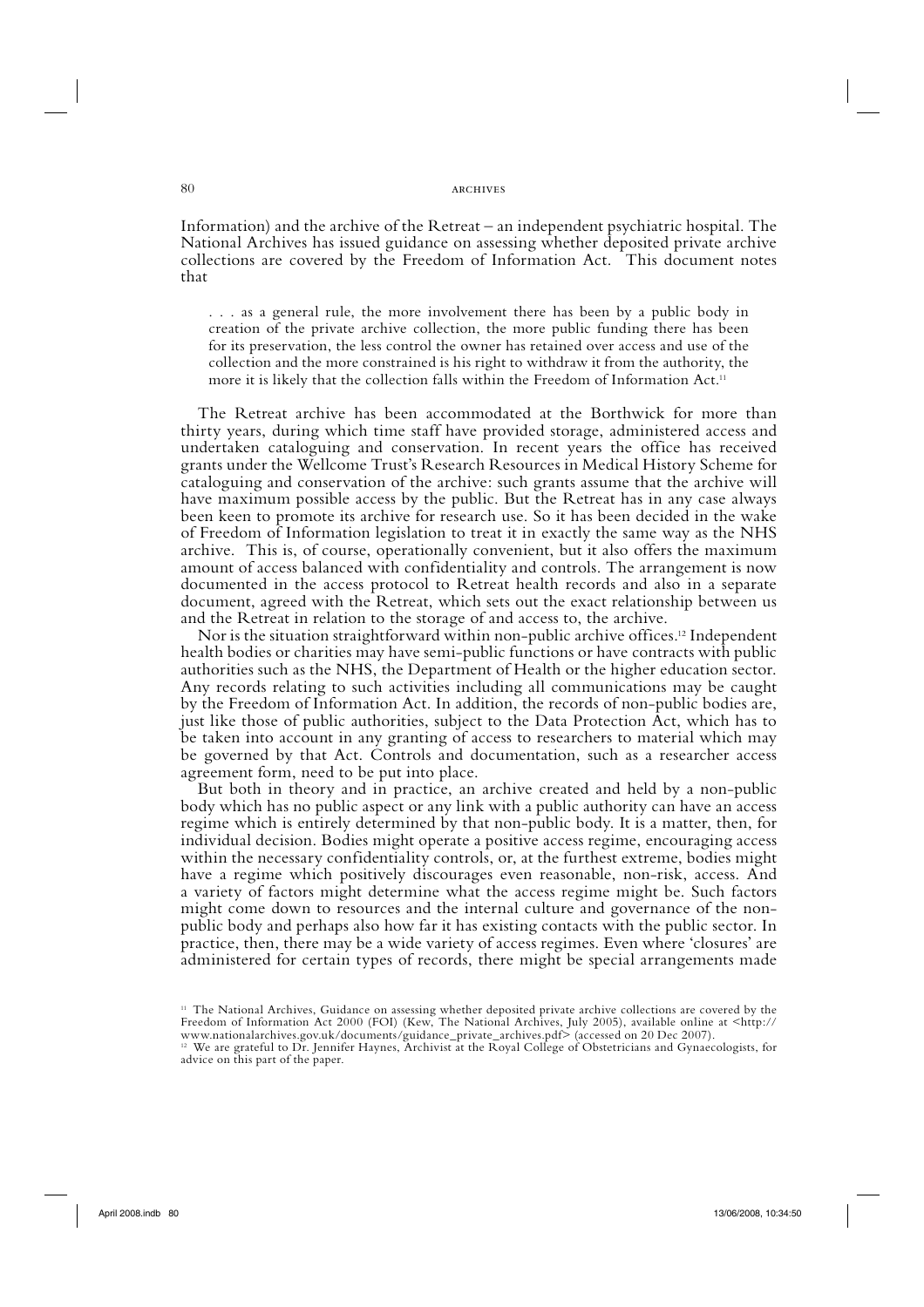Information) and the archive of the Retreat – an independent psychiatric hospital. The National Archives has issued guidance on assessing whether deposited private archive collections are covered by the Freedom of Information Act. This document notes that

> . . . as a general rule, the more involvement there has been by a public body in creation of the private archive collection, the more public funding there has been for its preservation, the less control the owner has retained over access and use of the collection and the more constrained is his right to withdraw it from the authority, the more it is likely that the collection falls within the Freedom of Information Act.[11]

The Retreat archive has been accommodated at the Borthwick for more than thirty years, during which time staff have provided storage, administered access and undertaken cataloguing and conservation. In recent years the office has received grants under the Wellcome Trust's Research Resources in Medical History Scheme for cataloguing and conservation of the archive: such grants assume that the archive will have maximum possible access by the public. But the Retreat has in any case always been keen to promote its archive for research use. So it has been decided in the wake of Freedom of Information legislation to treat it in exactly the same way as the NHS archive. This is, of course, operationally convenient, but it also offers the maximum amount of access balanced with confidentiality and controls. The arrangement is now documented in the access protocol to Retreat health records and also in a separate document, agreed with the Retreat, which sets out the exact relationship between us and the Retreat in relation to the storage of and access to, the archive.

Nor is the situation straightforward within non-public archive offices.[12] Independent health bodies or charities may have semi-public functions or have contracts with public authorities such as the NHS, the Department of Health or the higher education sector. Any records relating to such activities including all communications may be caught by the Freedom of Information Act. In addition, the records of non-public bodies are, just like those of public authorities, subject to the Data Protection Act, which has to be taken into account in any granting of access to researchers to material which may be governed by that Act. Controls and documentation, such as a researcher access agreement form, need to be put into place.

But both in theory and in practice, an archive created and held by a non-public body which has no public aspect or any link with a public authority can have an access regime which is entirely determined by that non-public body. It is a matter, then, for individual decision. Bodies might operate a positive access regime, encouraging access within the necessary confidentiality controls, or, at the furthest extreme, bodies might have a regime which positively discourages even reasonable, non-risk, access. And a variety of factors might determine what the access regime might be. Such factors might come down to resources and the internal culture and governance of the non-public body and perhaps also how far it has existing contacts with the public sector. In practice, then, there may be a wide variety of access regimes. Even where 'closures' are administered for certain types of records, there might be special arrangements made

---

[11] The National Archives, Guidance on assessing whether deposited private archive collections are covered by the Freedom of Information Act 2000 (FOI) (Kew, The National Archives, July 2005), available online at <http://www.nationalarchives.gov.uk/documents/guidance_private_archives.pdf> (accessed on 20 Dec 2007).

[12] We are grateful to Dr. Jennifer Haynes, Archivist at the Royal College of Obstetricians and Gynaecologists, for advice on this part of the paper.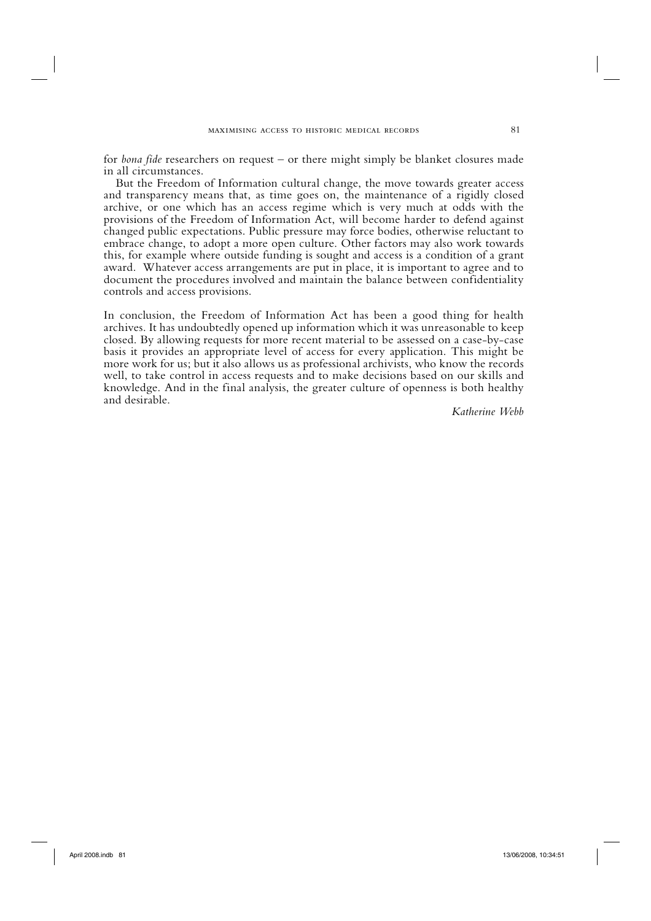for *bona fide* researchers on request – or there might simply be blanket closures made in all circumstances.

But the Freedom of Information cultural change, the move towards greater access and transparency means that, as time goes on, the maintenance of a rigidly closed archive, or one which has an access regime which is very much at odds with the provisions of the Freedom of Information Act, will become harder to defend against changed public expectations. Public pressure may force bodies, otherwise reluctant to embrace change, to adopt a more open culture. Other factors may also work towards this, for example where outside funding is sought and access is a condition of a grant award. Whatever access arrangements are put in place, it is important to agree and to document the procedures involved and maintain the balance between confidentiality controls and access provisions.

In conclusion, the Freedom of Information Act has been a good thing for health archives. It has undoubtedly opened up information which it was unreasonable to keep closed. By allowing requests for more recent material to be assessed on a case-by-case basis it provides an appropriate level of access for every application. This might be more work for us; but it also allows us as professional archivists, who know the records well, to take control in access requests and to make decisions based on our skills and knowledge. And in the final analysis, the greater culture of openness is both healthy and desirable.

*Katherine Webb*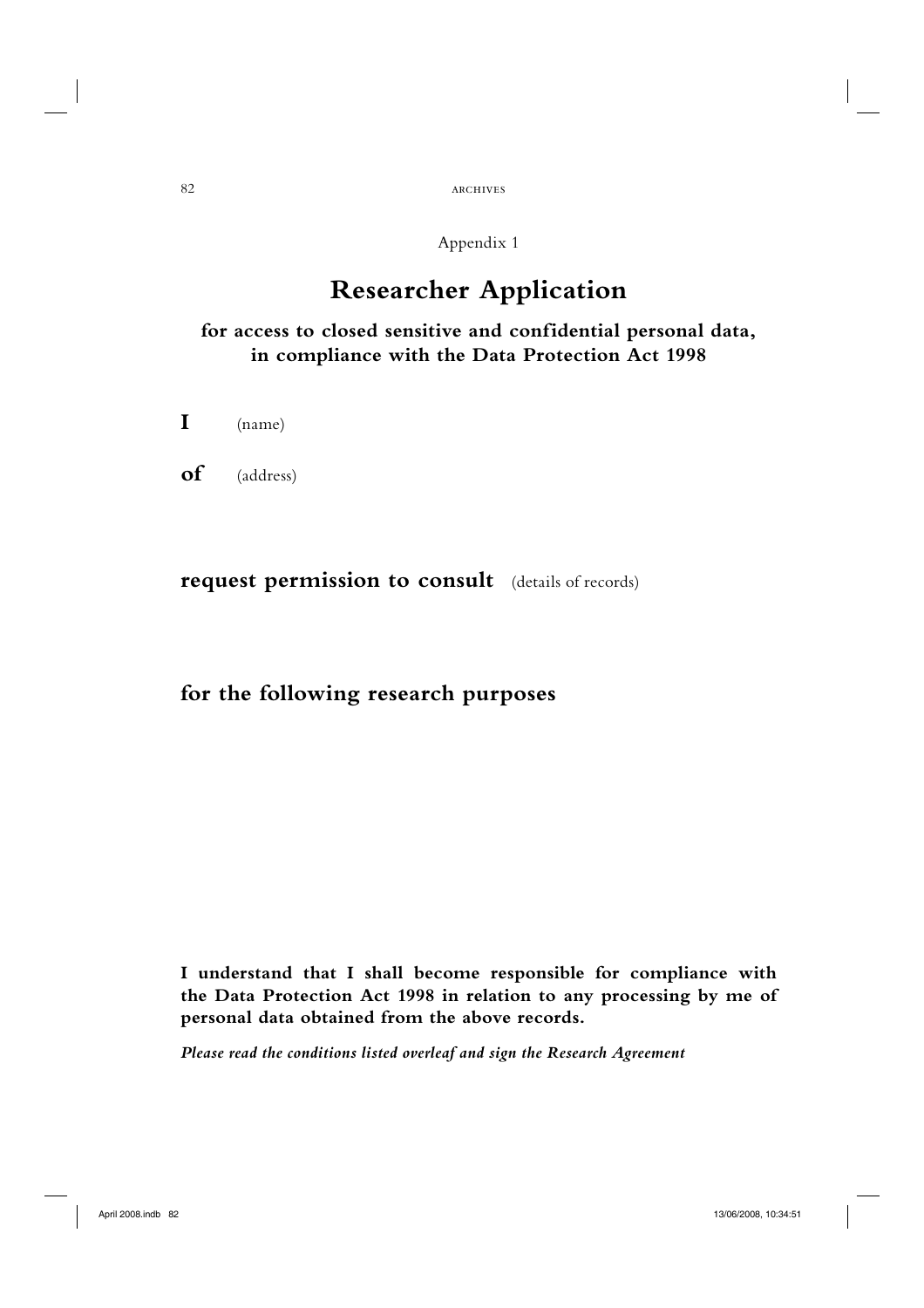Appendix 1

# Researcher Application

### for access to closed sensitive and confidential personal data, in compliance with the Data Protection Act 1998

**I** (name)

**of** (address)

**request permission to consult** (details of records)

**for the following research purposes**

**I understand that I shall become responsible for compliance with the Data Protection Act 1998 in relation to any processing by me of personal data obtained from the above records.**

***Please read the conditions listed overleaf and sign the Research Agreement***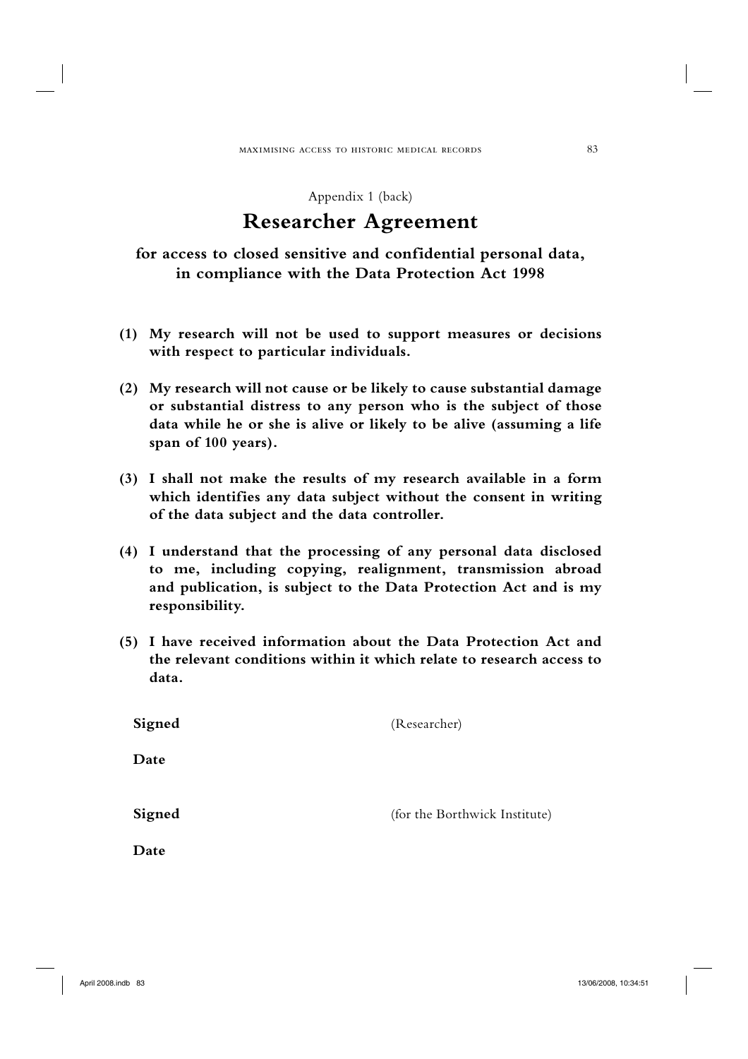Appendix 1 (back)

# Researcher Agreement

### for access to closed sensitive and confidential personal data, in compliance with the Data Protection Act 1998

**(1) My research will not be used to support measures or decisions with respect to particular individuals.**

**(2) My research will not cause or be likely to cause substantial damage or substantial distress to any person who is the subject of those data while he or she is alive or likely to be alive (assuming a life span of 100 years).**

**(3) I shall not make the results of my research available in a form which identifies any data subject without the consent in writing of the data subject and the data controller.**

**(4) I understand that the processing of any personal data disclosed to me, including copying, realignment, transmission abroad and publication, is subject to the Data Protection Act and is my responsibility.**

**(5) I have received information about the Data Protection Act and the relevant conditions within it which relate to research access to data.**

**Signed** (Researcher)

**Date**

**Signed** (for the Borthwick Institute)

**Date**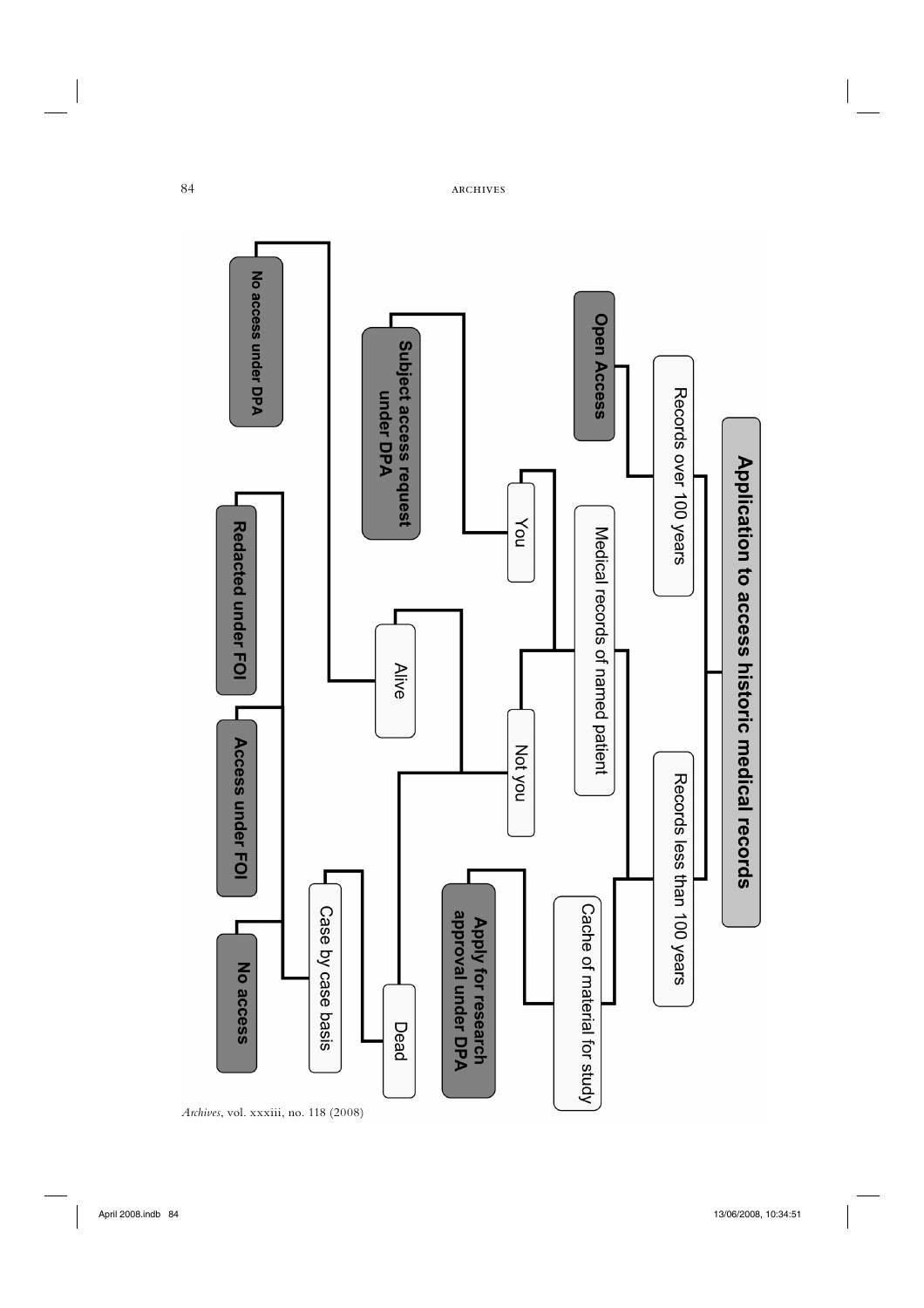Application to access historic medical records

Records over 100 years

Open Access

Records less than 100 years

Medical records of named patient

You

Subject access request under DPA

Not you

Alive

No access under DPA

Dead

Case by case basis

Redacted under FOI

Access under FOI

No access

Cache of material for study

Apply for research approval under DPA

*Archives*, vol. xxxiii, no. 118 (2008)